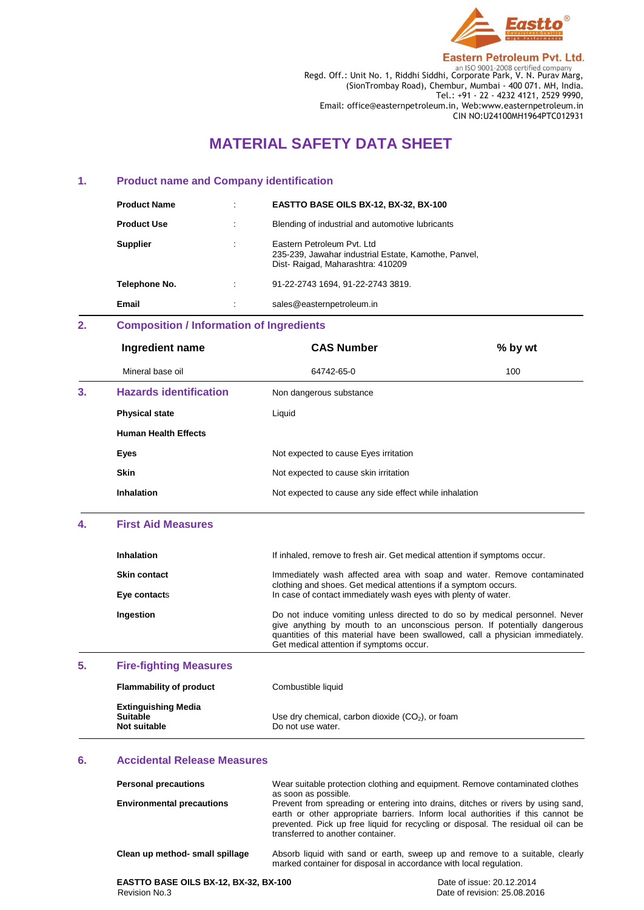**Eastern Petroleum Pvt. Ltd.**
an ISO 9001-2008 certified company
Regd. Off.: Unit No. 1, Riddhi Siddhi, Corporate Park, V. N. Purav Marg,
(SionTrombay Road), Chembur, Mumbai - 400 071. MH, India.
Tel.: +91 - 22 - 4232 4121, 2529 9990,
Email: office@easternpetroleum.in, Web:www.easternpetroleum.in
CIN NO:U24100MH1964PTC012931

# MATERIAL SAFETY DATA SHEET

## 1. Product name and Company identification

| | | |
|---|---|---|
| **Product Name** | : | **EASTTO BASE OILS BX-12, BX-32, BX-100** |
| **Product Use** | : | Blending of industrial and automotive lubricants |
| **Supplier** | : | Eastern Petroleum Pvt. Ltd<br>235-239, Jawahar industrial Estate, Kamothe, Panvel,<br>Dist- Raigad, Maharashtra: 410209 |
| **Telephone No.** | : | 91-22-2743 1694, 91-22-2743 3819. |
| **Email** | : | sales@easternpetroleum.in |

## 2. Composition / Information of Ingredients

| Ingredient name | CAS Number | % by wt |
|---|---|---|
| Mineral base oil | 64742-65-0 | 100 |

## 3. Hazards identification

Non dangerous substance

| | |
|---|---|
| **Physical state** | Liquid |
| **Human Health Effects** | |
| **Eyes** | Not expected to cause Eyes irritation |
| **Skin** | Not expected to cause skin irritation |
| **Inhalation** | Not expected to cause any side effect while inhalation |

## 4. First Aid Measures

| | |
|---|---|
| **Inhalation** | If inhaled, remove to fresh air. Get medical attention if symptoms occur. |
| **Skin contact** | Immediately wash affected area with soap and water. Remove contaminated clothing and shoes. Get medical attentions if a symptom occurs. |
| **Eye contacts** | In case of contact immediately wash eyes with plenty of water. |
| **Ingestion** | Do not induce vomiting unless directed to do so by medical personnel. Never give anything by mouth to an unconscious person. If potentially dangerous quantities of this material have been swallowed, call a physician immediately. Get medical attention if symptoms occur. |

## 5. Fire-fighting Measures

| | |
|---|---|
| **Flammability of product** | Combustible liquid |
| **Extinguishing Media** | |
| **Suitable** | Use dry chemical, carbon dioxide ($CO_2$), or foam |
| **Not suitable** | Do not use water. |

## 6. Accidental Release Measures

| | |
|---|---|
| **Personal precautions** | Wear suitable protection clothing and equipment. Remove contaminated clothes as soon as possible. |
| **Environmental precautions** | Prevent from spreading or entering into drains, ditches or rivers by using sand, earth or other appropriate barriers. Inform local authorities if this cannot be prevented. Pick up free liquid for recycling or disposal. The residual oil can be transferred to another container. |
| **Clean up method- small spillage** | Absorb liquid with sand or earth, sweep up and remove to a suitable, clearly marked container for disposal in accordance with local regulation. |

**EASTTO BASE OILS BX-12, BX-32, BX-100**
Revision No.3

Date of issue: 20.12.2014
Date of revision: 25.08.2016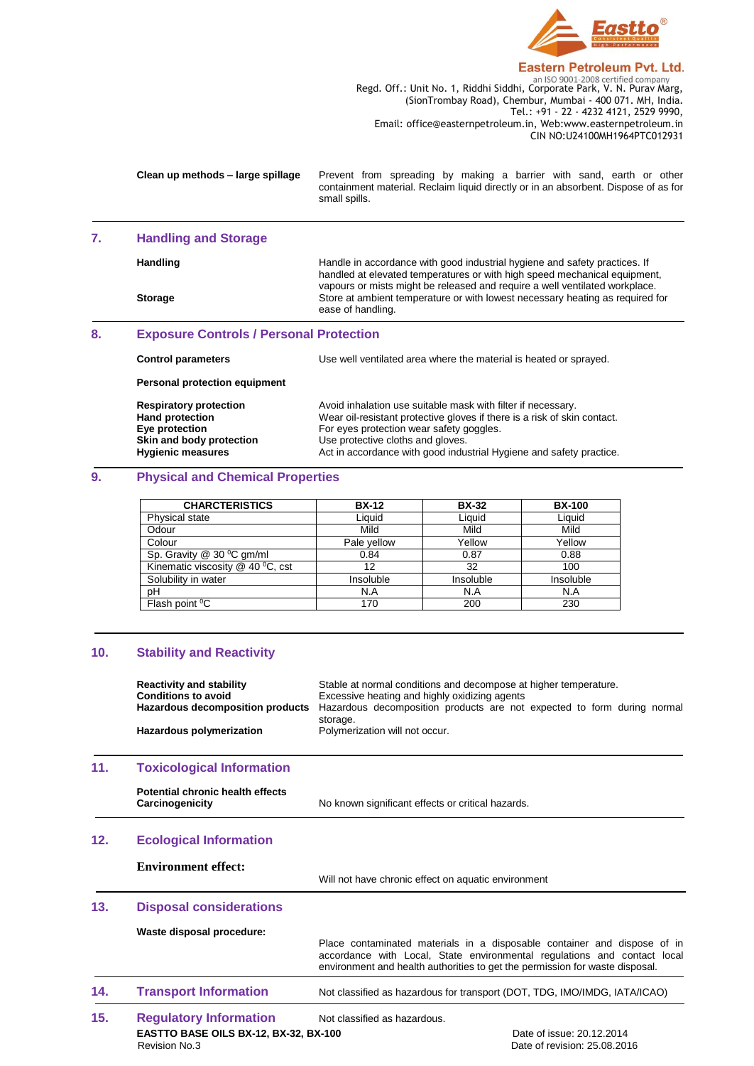| | |
|---|---|
| **Clean up methods – large spillage** | Prevent from spreading by making a barrier with sand, earth or other containment material. Reclaim liquid directly or in an absorbent. Dispose of as for small spills. |

## 7. Handling and Storage

| | |
|---|---|
| **Handling** | Handle in accordance with good industrial hygiene and safety practices. If handled at elevated temperatures or with high speed mechanical equipment, vapours or mists might be released and require a well ventilated workplace. |
| **Storage** | Store at ambient temperature or with lowest necessary heating as required for ease of handling. |

## 8. Exposure Controls / Personal Protection

| | |
|---|---|
| **Control parameters** | Use well ventilated area where the material is heated or sprayed. |
| **Personal protection equipment** | |
| **Respiratory protection** | Avoid inhalation use suitable mask with filter if necessary. |
| **Hand protection** | Wear oil-resistant protective gloves if there is a risk of skin contact. |
| **Eye protection** | For eyes protection wear safety goggles. |
| **Skin and body protection** | Use protective cloths and gloves. |
| **Hygienic measures** | Act in accordance with good industrial Hygiene and safety practice. |

## 9. Physical and Chemical Properties

| CHARCTERISTICS | BX-12 | BX-32 | BX-100 |
|---|---|---|---|
| Physical state | Liquid | Liquid | Liquid |
| Odour | Mild | Mild | Mild |
| Colour | Pale yellow | Yellow | Yellow |
| Sp. Gravity @ 30 $^0$C gm/ml | 0.84 | 0.87 | 0.88 |
| Kinematic viscosity @ 40 $^0$C, cst | 12 | 32 | 100 |
| Solubility in water | Insoluble | Insoluble | Insoluble |
| pH | N.A | N.A | N.A |
| Flash point $^0$C | 170 | 200 | 230 |

## 10. Stability and Reactivity

| | |
|---|---|
| **Reactivity and stability** | Stable at normal conditions and decompose at higher temperature. |
| **Conditions to avoid** | Excessive heating and highly oxidizing agents |
| **Hazardous decomposition products** | Hazardous decomposition products are not expected to form during normal storage. |
| **Hazardous polymerization** | Polymerization will not occur. |

## 11. Toxicological Information

| | |
|---|---|
| **Potential chronic health effects** | |
| **Carcinogenicity** | No known significant effects or critical hazards. |

## 12. Ecological Information

**Environment effect:**

Will not have chronic effect on aquatic environment

## 13. Disposal considerations

**Waste disposal procedure:**

Place contaminated materials in a disposable container and dispose of in accordance with Local, State environmental regulations and contact local environment and health authorities to get the permission for waste disposal.

## 14. Transport Information

Not classified as hazardous for transport (DOT, TDG, IMO/IMDG, IATA/ICAO)

## 15. Regulatory Information

Not classified as hazardous.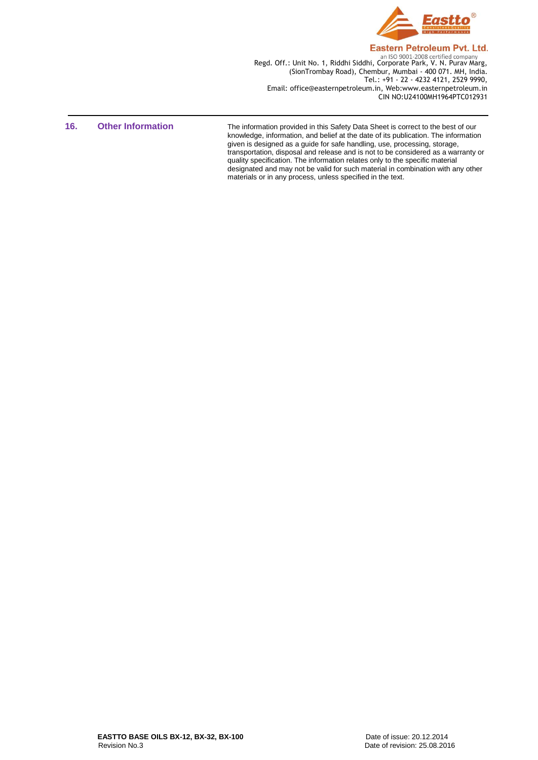## 16. Other Information

The information provided in this Safety Data Sheet is correct to the best of our knowledge, information, and belief at the date of its publication. The information given is designed as a guide for safe handling, use, processing, storage, transportation, disposal and release and is not to be considered as a warranty or quality specification. The information relates only to the specific material designated and may not be valid for such material in combination with any other materials or in any process, unless specified in the text.